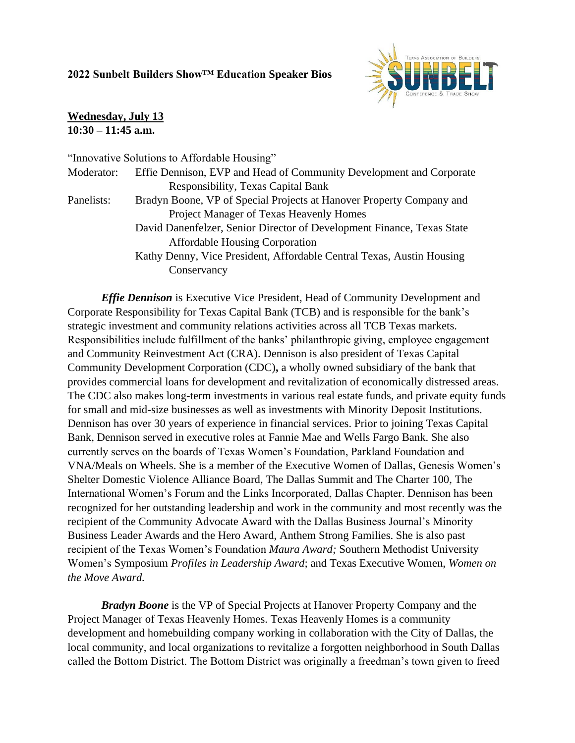**2022 Sunbelt Builders Show™ Education Speaker Bios**

**Wednesday, July 13**
**10:30 – 11:45 a.m.**

"Innovative Solutions to Affordable Housing"

Moderator: Effie Dennison, EVP and Head of Community Development and Corporate Responsibility, Texas Capital Bank

Panelists: Bradyn Boone, VP of Special Projects at Hanover Property Company and Project Manager of Texas Heavenly Homes

David Danenfelzer, Senior Director of Development Finance, Texas State Affordable Housing Corporation

Kathy Denny, Vice President, Affordable Central Texas, Austin Housing Conservancy

***Effie Dennison*** is Executive Vice President, Head of Community Development and Corporate Responsibility for Texas Capital Bank (TCB) and is responsible for the bank's strategic investment and community relations activities across all TCB Texas markets. Responsibilities include fulfillment of the banks' philanthropic giving, employee engagement and Community Reinvestment Act (CRA). Dennison is also president of Texas Capital Community Development Corporation (CDC)**,** a wholly owned subsidiary of the bank that provides commercial loans for development and revitalization of economically distressed areas. The CDC also makes long-term investments in various real estate funds, and private equity funds for small and mid-size businesses as well as investments with Minority Deposit Institutions. Dennison has over 30 years of experience in financial services. Prior to joining Texas Capital Bank, Dennison served in executive roles at Fannie Mae and Wells Fargo Bank. She also currently serves on the boards of Texas Women's Foundation, Parkland Foundation and VNA/Meals on Wheels. She is a member of the Executive Women of Dallas, Genesis Women's Shelter Domestic Violence Alliance Board, The Dallas Summit and The Charter 100, The International Women's Forum and the Links Incorporated, Dallas Chapter. Dennison has been recognized for her outstanding leadership and work in the community and most recently was the recipient of the Community Advocate Award with the Dallas Business Journal's Minority Business Leader Awards and the Hero Award, Anthem Strong Families. She is also past recipient of the Texas Women's Foundation *Maura Award;* Southern Methodist University Women's Symposium *Profiles in Leadership Award*; and Texas Executive Women, *Women on the Move Award.*

***Bradyn Boone*** is the VP of Special Projects at Hanover Property Company and the Project Manager of Texas Heavenly Homes. Texas Heavenly Homes is a community development and homebuilding company working in collaboration with the City of Dallas, the local community, and local organizations to revitalize a forgotten neighborhood in South Dallas called the Bottom District. The Bottom District was originally a freedman's town given to freed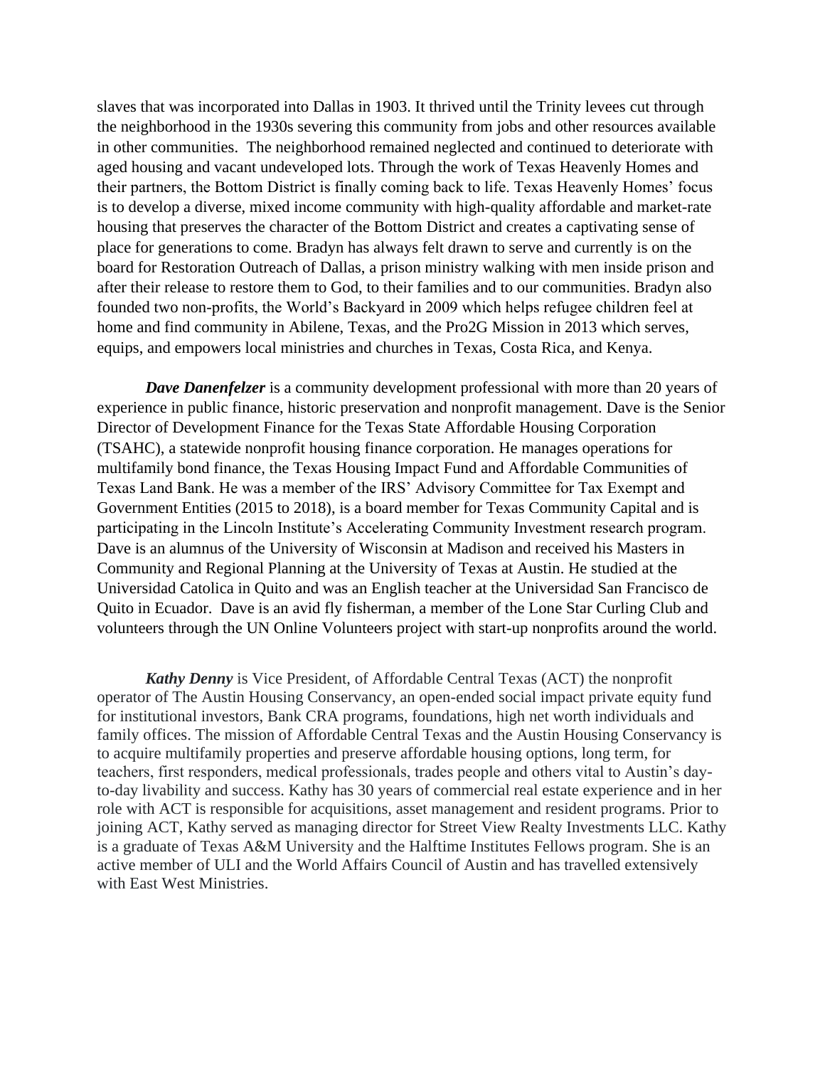slaves that was incorporated into Dallas in 1903. It thrived until the Trinity levees cut through the neighborhood in the 1930s severing this community from jobs and other resources available in other communities. The neighborhood remained neglected and continued to deteriorate with aged housing and vacant undeveloped lots. Through the work of Texas Heavenly Homes and their partners, the Bottom District is finally coming back to life. Texas Heavenly Homes' focus is to develop a diverse, mixed income community with high-quality affordable and market-rate housing that preserves the character of the Bottom District and creates a captivating sense of place for generations to come. Bradyn has always felt drawn to serve and currently is on the board for Restoration Outreach of Dallas, a prison ministry walking with men inside prison and after their release to restore them to God, to their families and to our communities. Bradyn also founded two non-profits, the World's Backyard in 2009 which helps refugee children feel at home and find community in Abilene, Texas, and the Pro2G Mission in 2013 which serves, equips, and empowers local ministries and churches in Texas, Costa Rica, and Kenya.

***Dave Danenfelzer*** is a community development professional with more than 20 years of experience in public finance, historic preservation and nonprofit management. Dave is the Senior Director of Development Finance for the Texas State Affordable Housing Corporation (TSAHC), a statewide nonprofit housing finance corporation. He manages operations for multifamily bond finance, the Texas Housing Impact Fund and Affordable Communities of Texas Land Bank. He was a member of the IRS' Advisory Committee for Tax Exempt and Government Entities (2015 to 2018), is a board member for Texas Community Capital and is participating in the Lincoln Institute's Accelerating Community Investment research program. Dave is an alumnus of the University of Wisconsin at Madison and received his Masters in Community and Regional Planning at the University of Texas at Austin. He studied at the Universidad Catolica in Quito and was an English teacher at the Universidad San Francisco de Quito in Ecuador. Dave is an avid fly fisherman, a member of the Lone Star Curling Club and volunteers through the UN Online Volunteers project with start-up nonprofits around the world.

***Kathy Denny*** is Vice President, of Affordable Central Texas (ACT) the nonprofit operator of The Austin Housing Conservancy, an open-ended social impact private equity fund for institutional investors, Bank CRA programs, foundations, high net worth individuals and family offices. The mission of Affordable Central Texas and the Austin Housing Conservancy is to acquire multifamily properties and preserve affordable housing options, long term, for teachers, first responders, medical professionals, trades people and others vital to Austin's day-to-day livability and success. Kathy has 30 years of commercial real estate experience and in her role with ACT is responsible for acquisitions, asset management and resident programs. Prior to joining ACT, Kathy served as managing director for Street View Realty Investments LLC. Kathy is a graduate of Texas A&M University and the Halftime Institutes Fellows program. She is an active member of ULI and the World Affairs Council of Austin and has travelled extensively with East West Ministries.